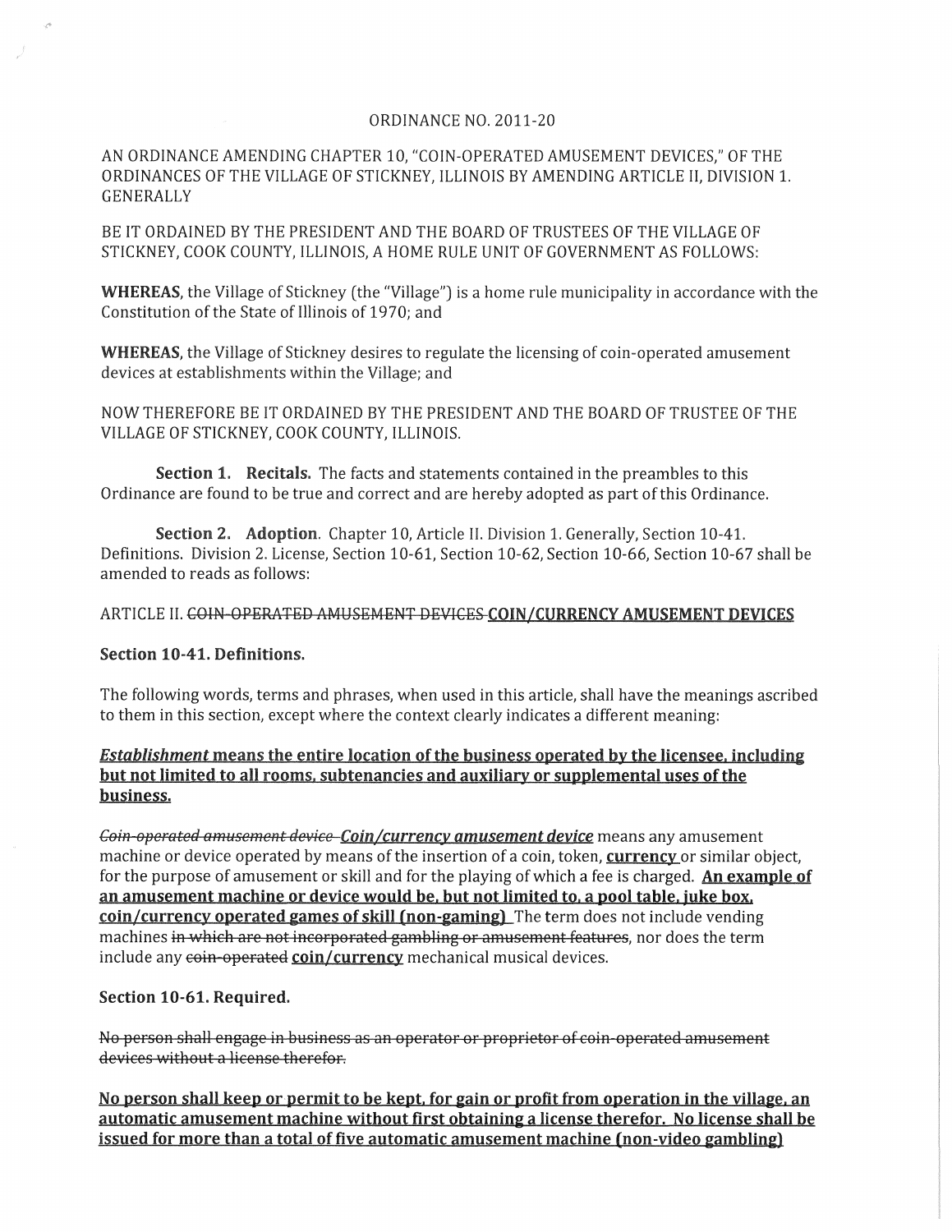ORDINANCE NO. 2011-20

AN ORDINANCE AMENDING CHAPTER 10, "COIN-OPERATED AMUSEMENT DEVICES," OF THE ORDINANCES OF THE VILLAGE OF STICKNEY, ILLINOIS BY AMENDING ARTICLE II, DIVISION 1. GENERALLY

BE IT ORDAINED BY THE PRESIDENT AND THE BOARD OF TRUSTEES OF THE VILLAGE OF STICKNEY, COOK COUNTY, ILLINOIS, A HOME RULE UNIT OF GOVERNMENT AS FOLLOWS:

**WHEREAS**, the Village of Stickney (the "Village") is a home rule municipality in accordance with the Constitution of the State of Illinois of 1970; and

**WHEREAS**, the Village of Stickney desires to regulate the licensing of coin-operated amusement devices at establishments within the Village; and

NOW THEREFORE BE IT ORDAINED BY THE PRESIDENT AND THE BOARD OF TRUSTEE OF THE VILLAGE OF STICKNEY, COOK COUNTY, ILLINOIS.

**Section 1. Recitals.** The facts and statements contained in the preambles to this Ordinance are found to be true and correct and are hereby adopted as part of this Ordinance.

**Section 2. Adoption**. Chapter 10, Article II. Division 1. Generally, Section 10-41. Definitions. Division 2. License, Section 10-61, Section 10-62, Section 10-66, Section 10-67 shall be amended to reads as follows:

ARTICLE II. ~~COIN-OPERATED AMUSEMENT DEVICES~~ **<u>COIN/CURRENCY AMUSEMENT DEVICES</u>**

**Section 10-41. Definitions.**

The following words, terms and phrases, when used in this article, shall have the meanings ascribed to them in this section, except where the context clearly indicates a different meaning:

***<u>Establishment</u>* <u>means the entire location of the business operated by the licensee, including but not limited to all rooms, subtenancies and auxiliary or supplemental uses of the business.</u>**

~~*Coin-operated amusement device*~~ ***<u>Coin/currency amusement device</u>*** means any amusement machine or device operated by means of the insertion of a coin, token, **<u>currency</u>** or similar object, for the purpose of amusement or skill and for the playing of which a fee is charged. **<u>An example of an amusement machine or device would be, but not limited to, a pool table, juke box, coin/currency operated games of skill (non-gaming)</u>** The term does not include vending machines ~~in which are not incorporated gambling or amusement features~~, nor does the term include any ~~coin-operated~~ **<u>coin/currency</u>** mechanical musical devices.

**Section 10-61. Required.**

~~No person shall engage in business as an operator or proprietor of coin-operated amusement devices without a license therefor.~~

**<u>No person shall keep or permit to be kept, for gain or profit from operation in the village, an automatic amusement machine without first obtaining a license therefor. No license shall be issued for more than a total of five automatic amusement machine (non-video gambling)</u>**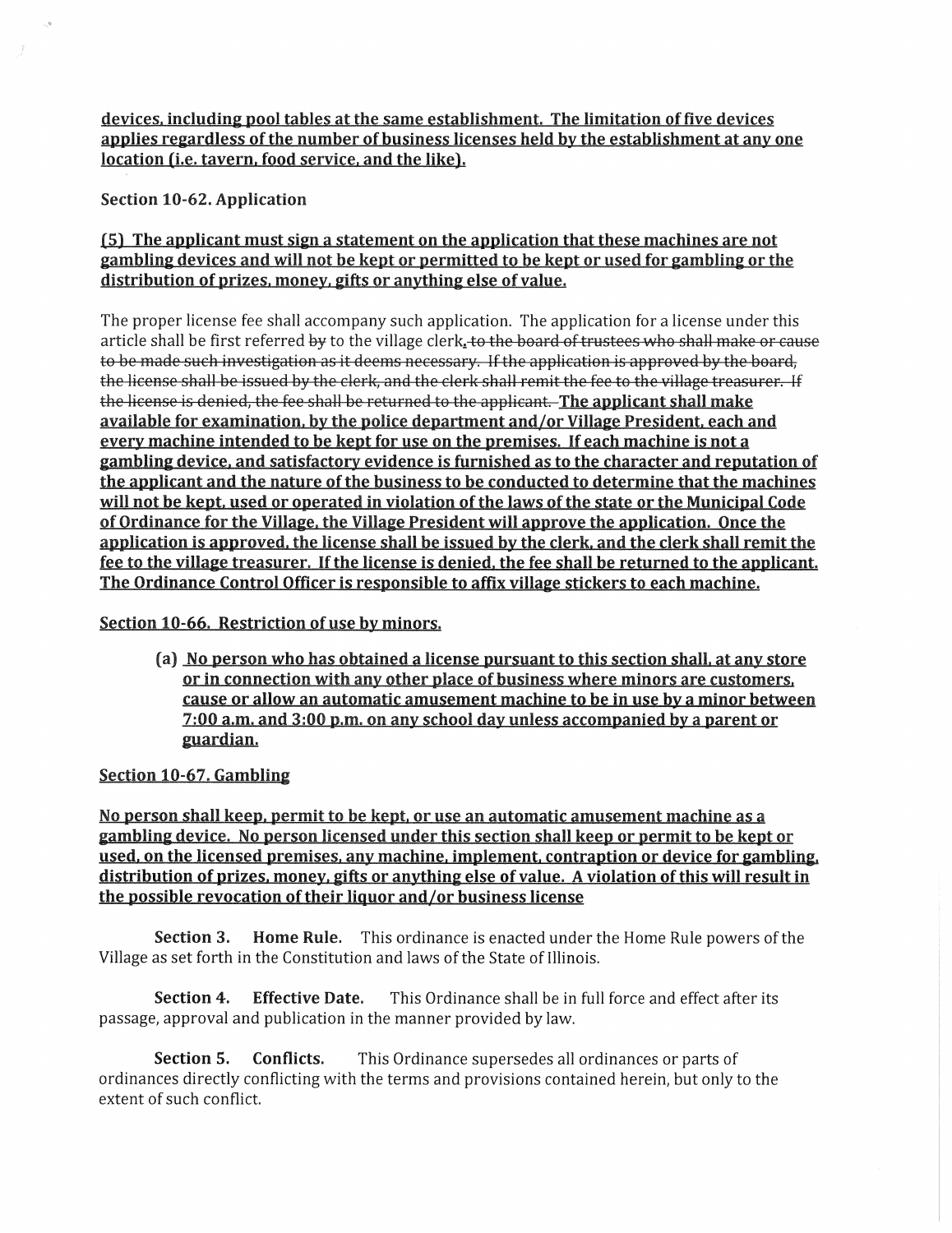devices, including pool tables at the same establishment. The limitation of five devices applies regardless of the number of business licenses held by the establishment at any one location (i.e. tavern, food service, and the like).

**Section 10-62. Application**

**(5) The applicant must sign a statement on the application that these machines are not gambling devices and will not be kept or permitted to be kept or used for gambling or the distribution of prizes, money, gifts or anything else of value.**

The proper license fee shall accompany such application. The application for a license under this article shall be first referred ~~by~~ to the village clerk~~, to the board of trustees who shall make or cause to be made such investigation as it deems necessary. If the application is approved by the board, the license shall be issued by the clerk, and the clerk shall remit the fee to the village treasurer. If the license is denied, the fee shall be returned to the applicant.~~ **The applicant shall make available for examination, by the police department and/or Village President, each and every machine intended to be kept for use on the premises. If each machine is not a gambling device, and satisfactory evidence is furnished as to the character and reputation of the applicant and the nature of the business to be conducted to determine that the machines will not be kept, used or operated in violation of the laws of the state or the Municipal Code of Ordinance for the Village, the Village President will approve the application. Once the application is approved, the license shall be issued by the clerk, and the clerk shall remit the fee to the village treasurer. If the license is denied, the fee shall be returned to the applicant. The Ordinance Control Officer is responsible to affix village stickers to each machine.**

**Section 10-66. Restriction of use by minors.**

(a) **No person who has obtained a license pursuant to this section shall, at any store or in connection with any other place of business where minors are customers, cause or allow an automatic amusement machine to be in use by a minor between 7:00 a.m. and 3:00 p.m. on any school day unless accompanied by a parent or guardian.**

**Section 10-67. Gambling**

**No person shall keep, permit to be kept, or use an automatic amusement machine as a gambling device. No person licensed under this section shall keep or permit to be kept or used, on the licensed premises, any machine, implement, contraption or device for gambling, distribution of prizes, money, gifts or anything else of value. A violation of this will result in the possible revocation of their liquor and/or business license**

**Section 3. Home Rule.** This ordinance is enacted under the Home Rule powers of the Village as set forth in the Constitution and laws of the State of Illinois.

**Section 4. Effective Date.** This Ordinance shall be in full force and effect after its passage, approval and publication in the manner provided by law.

**Section 5. Conflicts.** This Ordinance supersedes all ordinances or parts of ordinances directly conflicting with the terms and provisions contained herein, but only to the extent of such conflict.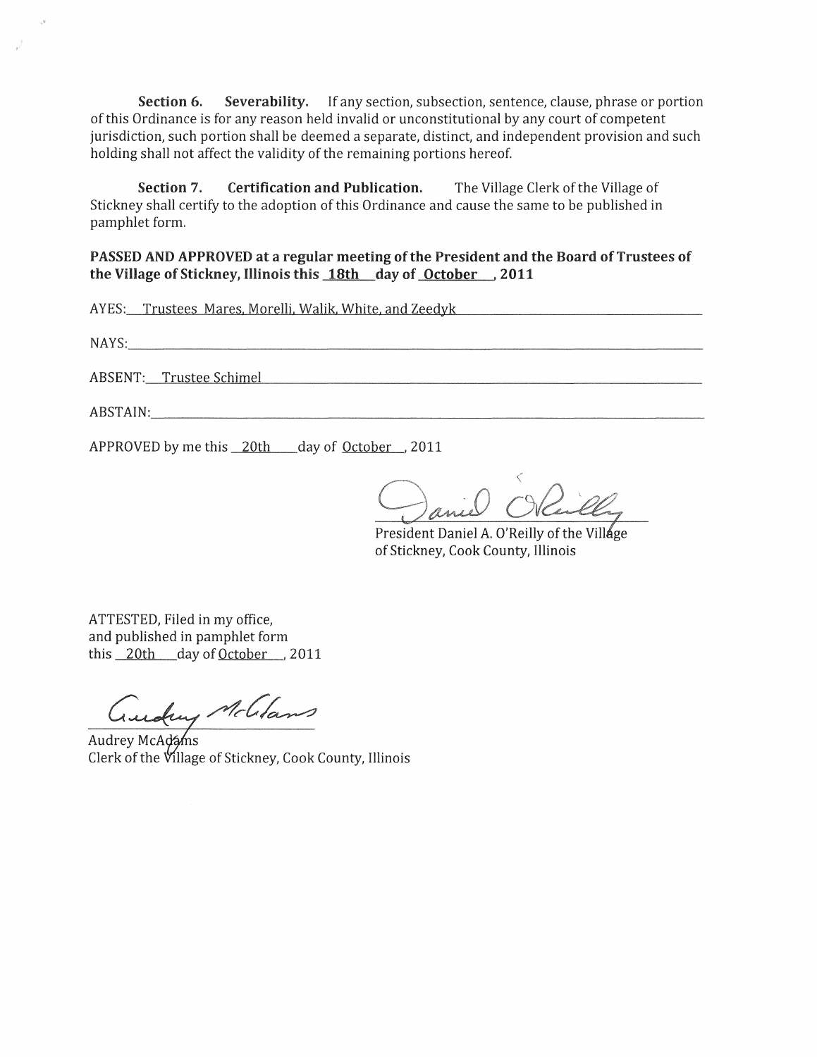**Section 6. Severability.** If any section, subsection, sentence, clause, phrase or portion of this Ordinance is for any reason held invalid or unconstitutional by any court of competent jurisdiction, such portion shall be deemed a separate, distinct, and independent provision and such holding shall not affect the validity of the remaining portions hereof.

**Section 7. Certification and Publication.** The Village Clerk of the Village of Stickney shall certify to the adoption of this Ordinance and cause the same to be published in pamphlet form.

**PASSED AND APPROVED at a regular meeting of the President and the Board of Trustees of the Village of Stickney, Illinois this 18th day of October, 2011**

AYES: Trustees Mares, Morelli, Walik, White, and Zeedyk

NAYS: ______

ABSENT: Trustee Schimel

ABSTAIN: ______

APPROVED by me this 20th day of October, 2011

Daniel O'Reilly

President Daniel A. O'Reilly of the Village of Stickney, Cook County, Illinois

ATTESTED, Filed in my office, and published in pamphlet form this 20th day of October, 2011

Audrey McAdams

Audrey McAdams
Clerk of the Village of Stickney, Cook County, Illinois